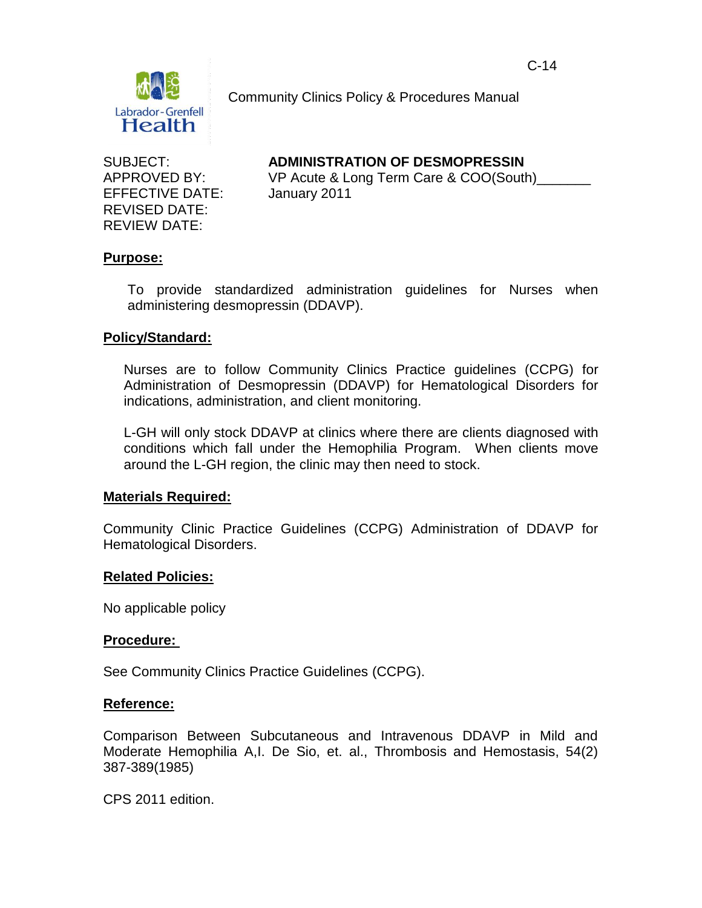Community Clinics Policy & Procedures Manual

C-14

| | |
|---|---|
| SUBJECT: | **ADMINISTRATION OF DESMOPRESSIN** |
| APPROVED BY: | VP Acute & Long Term Care & COO(South)_______ |
| EFFECTIVE DATE: | January 2011 |
| REVISED DATE: | |
| REVIEW DATE: | |

## Purpose:

To provide standardized administration guidelines for Nurses when administering desmopressin (DDAVP).

## Policy/Standard:

Nurses are to follow Community Clinics Practice guidelines (CCPG) for Administration of Desmopressin (DDAVP) for Hematological Disorders for indications, administration, and client monitoring.

L-GH will only stock DDAVP at clinics where there are clients diagnosed with conditions which fall under the Hemophilia Program. When clients move around the L-GH region, the clinic may then need to stock.

## Materials Required:

Community Clinic Practice Guidelines (CCPG) Administration of DDAVP for Hematological Disorders.

## Related Policies:

No applicable policy

## Procedure:

See Community Clinics Practice Guidelines (CCPG).

## Reference:

Comparison Between Subcutaneous and Intravenous DDAVP in Mild and Moderate Hemophilia A,I. De Sio, et. al., Thrombosis and Hemostasis, 54(2) 387-389(1985)

CPS 2011 edition.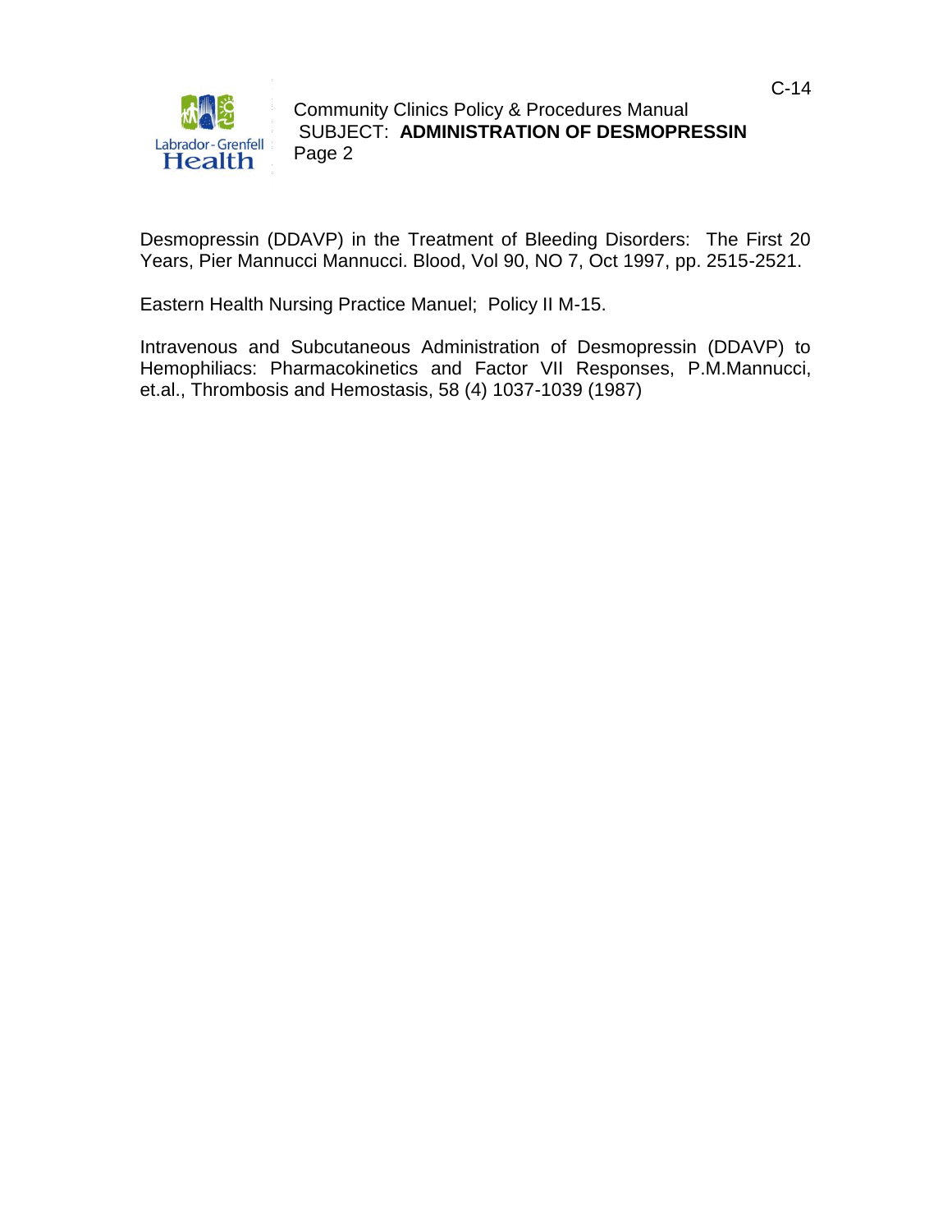Desmopressin (DDAVP) in the Treatment of Bleeding Disorders: The First 20 Years, Pier Mannucci Mannucci. Blood, Vol 90, NO 7, Oct 1997, pp. 2515-2521.

Eastern Health Nursing Practice Manuel; Policy II M-15.

Intravenous and Subcutaneous Administration of Desmopressin (DDAVP) to Hemophiliacs: Pharmacokinetics and Factor VII Responses, P.M.Mannucci, et.al., Thrombosis and Hemostasis, 58 (4) 1037-1039 (1987)